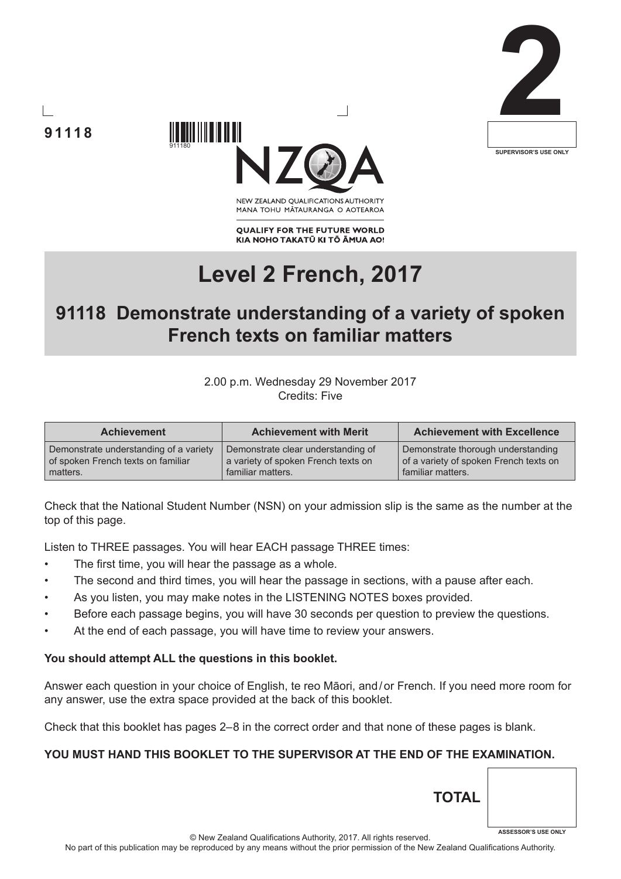**91118**

911180

**2**

SUPERVISOR'S USE ONLY

NEW ZEALAND QUALIFICATIONS AUTHORITY
MANA TOHU MĀTAURANGA O AOTEAROA

**QUALIFY FOR THE FUTURE WORLD**
**KIA NOHO TAKATŪ KI TŌ ĀMUA AO!**

# Level 2 French, 2017

## 91118 Demonstrate understanding of a variety of spoken French texts on familiar matters

2.00 p.m. Wednesday 29 November 2017
Credits: Five

| Achievement | Achievement with Merit | Achievement with Excellence |
|---|---|---|
| Demonstrate understanding of a variety of spoken French texts on familiar matters. | Demonstrate clear understanding of a variety of spoken French texts on familiar matters. | Demonstrate thorough understanding of a variety of spoken French texts on familiar matters. |

Check that the National Student Number (NSN) on your admission slip is the same as the number at the top of this page.

Listen to THREE passages. You will hear EACH passage THREE times:

- The first time, you will hear the passage as a whole.
- The second and third times, you will hear the passage in sections, with a pause after each.
- As you listen, you may make notes in the LISTENING NOTES boxes provided.
- Before each passage begins, you will have 30 seconds per question to preview the questions.
- At the end of each passage, you will have time to review your answers.

**You should attempt ALL the questions in this booklet.**

Answer each question in your choice of English, te reo Māori, and/or French. If you need more room for any answer, use the extra space provided at the back of this booklet.

Check that this booklet has pages 2–8 in the correct order and that none of these pages is blank.

**YOU MUST HAND THIS BOOKLET TO THE SUPERVISOR AT THE END OF THE EXAMINATION.**

**TOTAL**

ASSESSOR'S USE ONLY

© New Zealand Qualifications Authority, 2017. All rights reserved.
No part of this publication may be reproduced by any means without the prior permission of the New Zealand Qualifications Authority.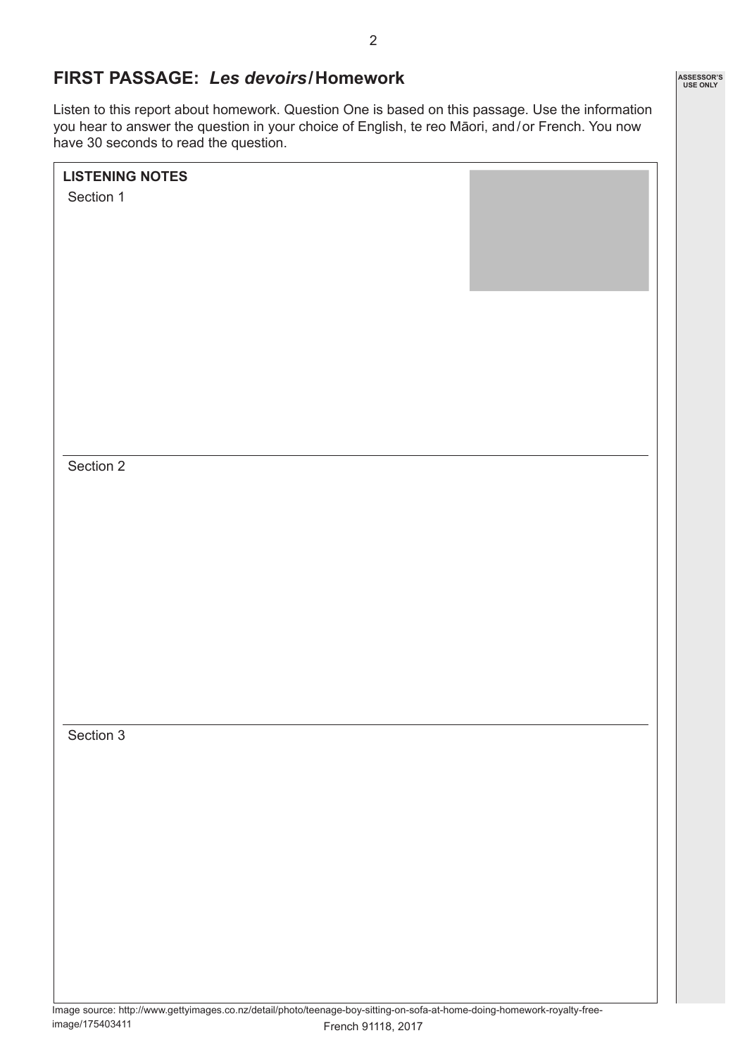## FIRST PASSAGE: *Les devoirs* / Homework

Listen to this report about homework. Question One is based on this passage. Use the information you hear to answer the question in your choice of English, te reo Māori, and / or French. You now have 30 seconds to read the question.

**LISTENING NOTES**

Section 1

Section 2

Section 3

Image source: http://www.gettyimages.co.nz/detail/photo/teenage-boy-sitting-on-sofa-at-home-doing-homework-royalty-free-image/175403411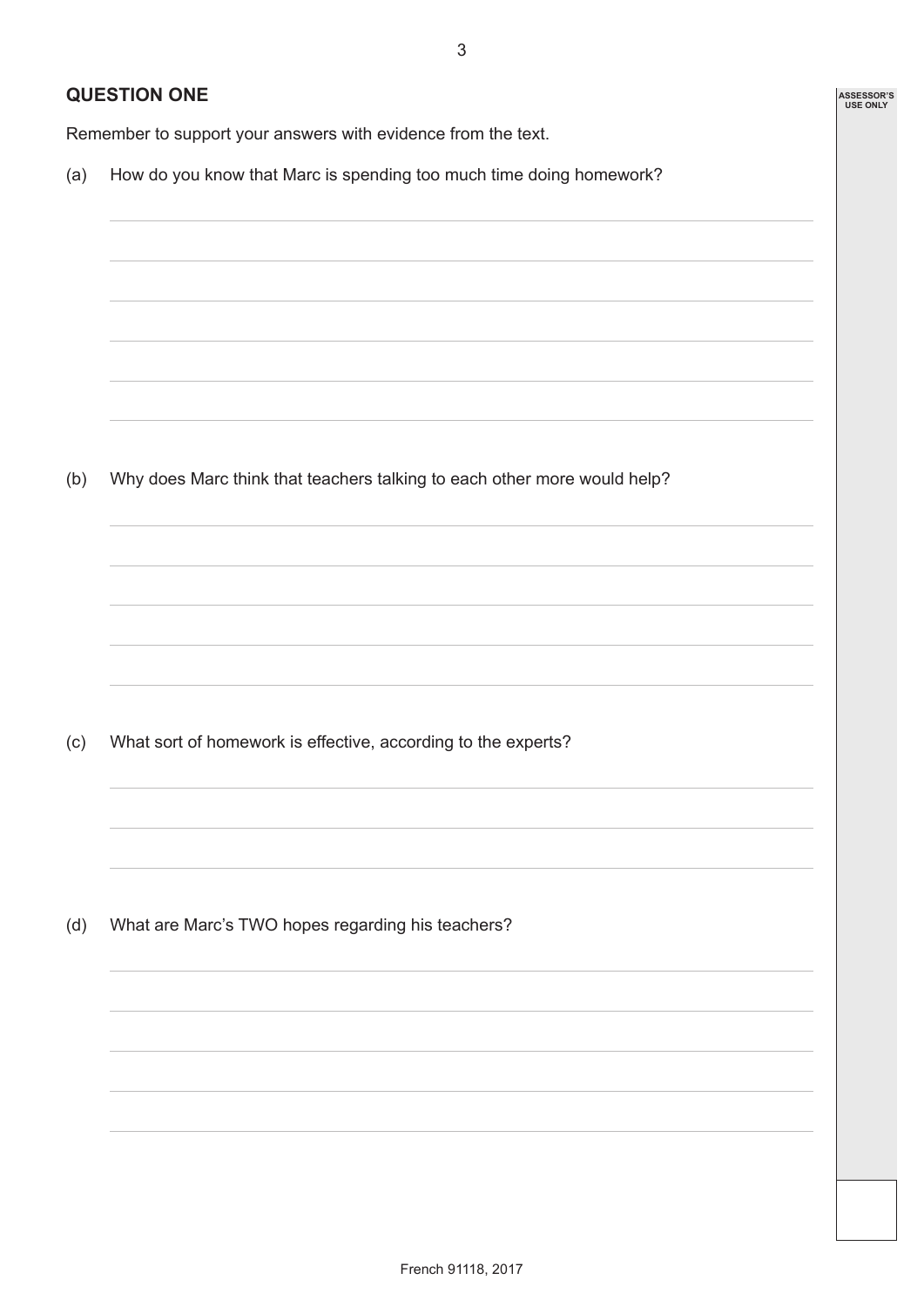## QUESTION ONE

Remember to support your answers with evidence from the text.

(a) How do you know that Marc is spending too much time doing homework?

(b) Why does Marc think that teachers talking to each other more would help?

(c) What sort of homework is effective, according to the experts?

(d) What are Marc's TWO hopes regarding his teachers?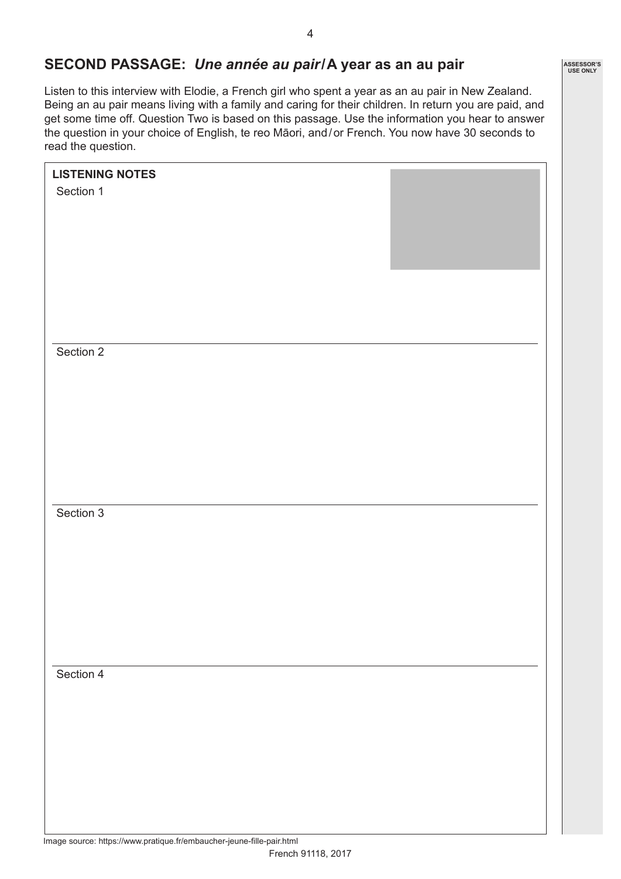## SECOND PASSAGE: *Une année au pair* / A year as an au pair

Listen to this interview with Elodie, a French girl who spent a year as an au pair in New Zealand. Being an au pair means living with a family and caring for their children. In return you are paid, and get some time off. Question Two is based on this passage. Use the information you hear to answer the question in your choice of English, te reo Māori, and / or French. You now have 30 seconds to read the question.

**LISTENING NOTES**

Section 1

Section 2

Section 3

Section 4

Image source: https://www.pratique.fr/embaucher-jeune-fille-pair.html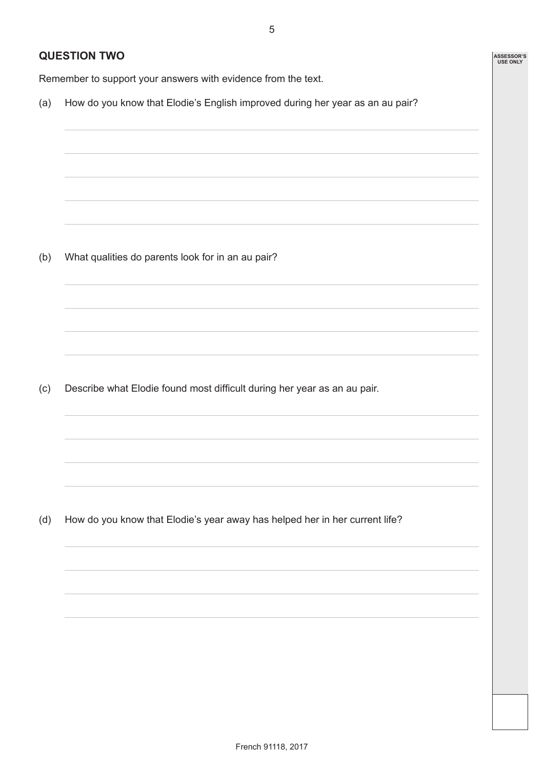## QUESTION TWO

ASSESSOR'S USE ONLY

Remember to support your answers with evidence from the text.

(a) How do you know that Elodie's English improved during her year as an au pair?

(b) What qualities do parents look for in an au pair?

(c) Describe what Elodie found most difficult during her year as an au pair.

(d) How do you know that Elodie's year away has helped her in her current life?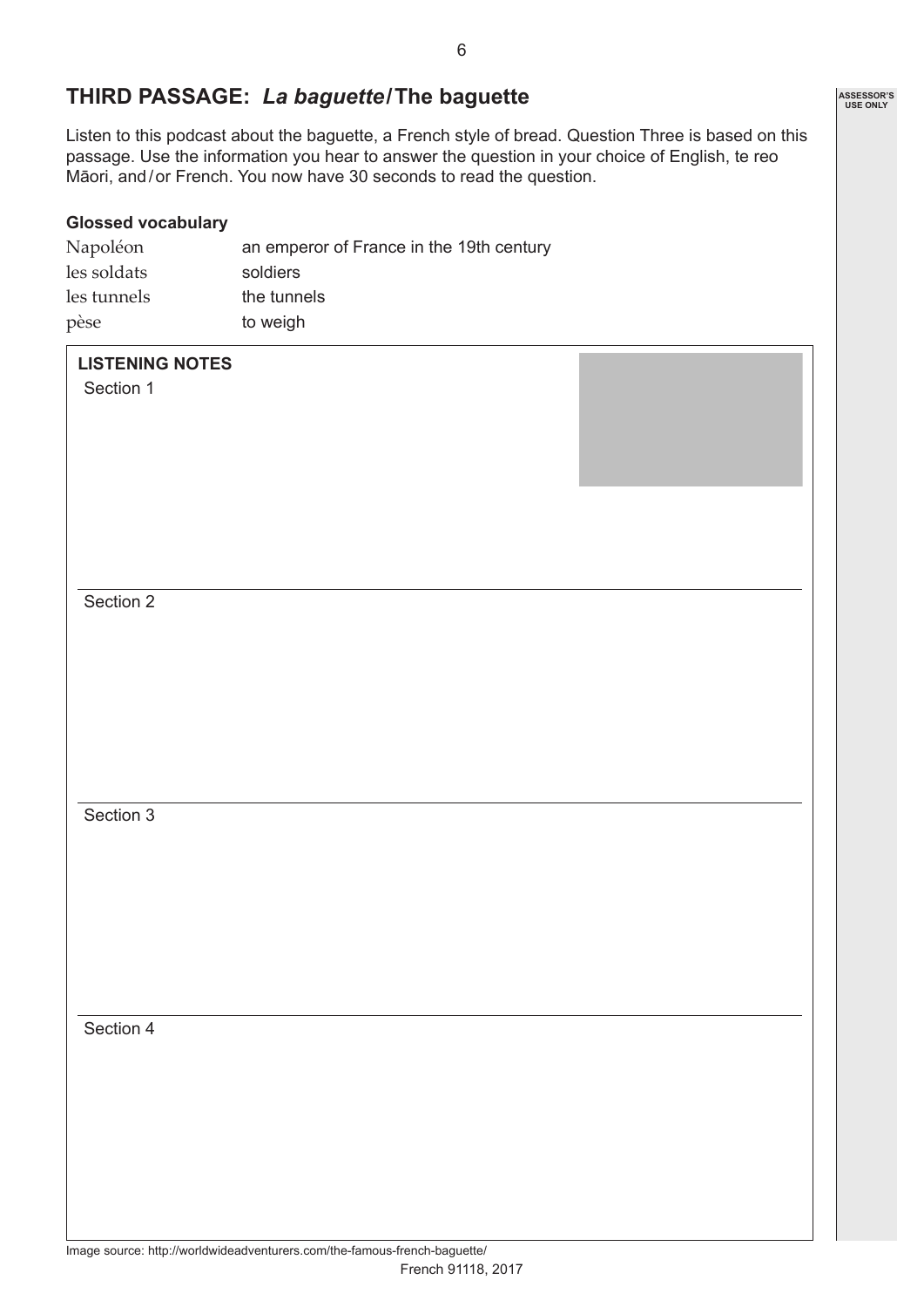## THIRD PASSAGE: *La baguette* / The baguette

Listen to this podcast about the baguette, a French style of bread. Question Three is based on this passage. Use the information you hear to answer the question in your choice of English, te reo Māori, and / or French. You now have 30 seconds to read the question.

**Glossed vocabulary**

| | |
|---|---|
| Napoléon | an emperor of France in the 19th century |
| les soldats | soldiers |
| les tunnels | the tunnels |
| pèse | to weigh |

**LISTENING NOTES**

Section 1

Section 2

Section 3

Section 4

Image source: http://worldwideadventurers.com/the-famous-french-baguette/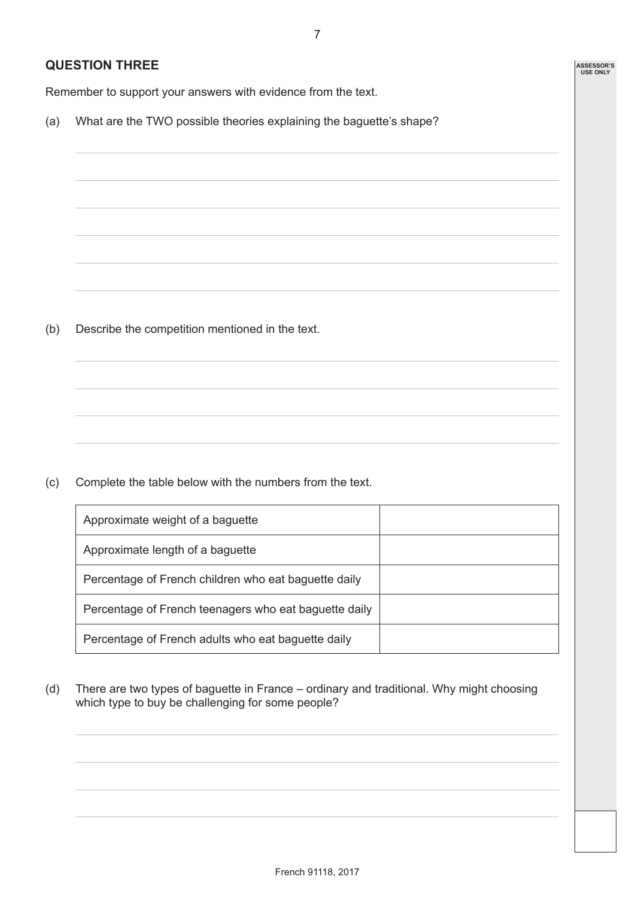## QUESTION THREE

Remember to support your answers with evidence from the text.

(a) What are the TWO possible theories explaining the baguette's shape?

(b) Describe the competition mentioned in the text.

(c) Complete the table below with the numbers from the text.

| | |
|---|---|
| Approximate weight of a baguette | |
| Approximate length of a baguette | |
| Percentage of French children who eat baguette daily | |
| Percentage of French teenagers who eat baguette daily | |
| Percentage of French adults who eat baguette daily | |

(d) There are two types of baguette in France – ordinary and traditional. Why might choosing which type to buy be challenging for some people?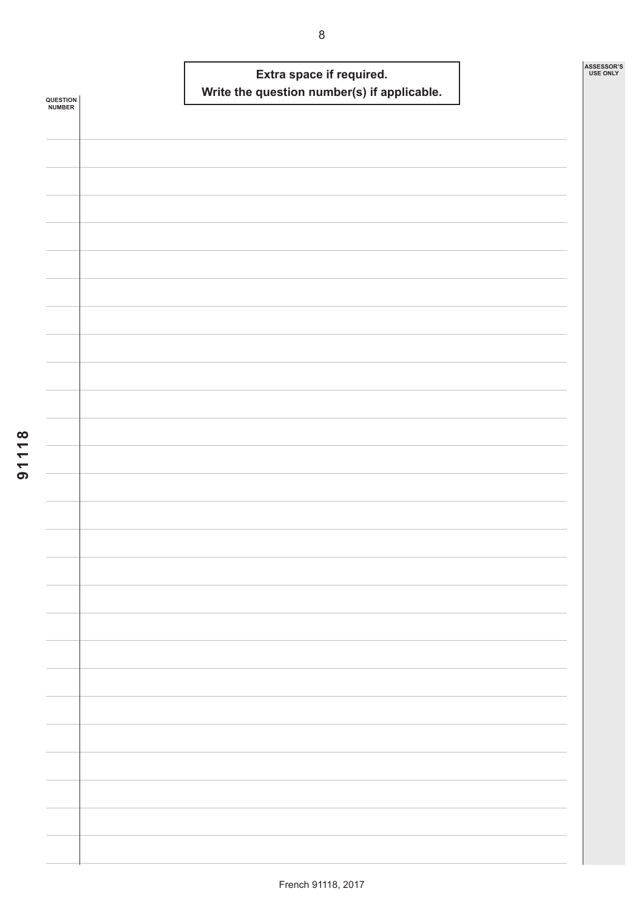**Extra space if required.**
**Write the question number(s) if applicable.**

QUESTION NUMBER

ASSESSOR'S USE ONLY

91118